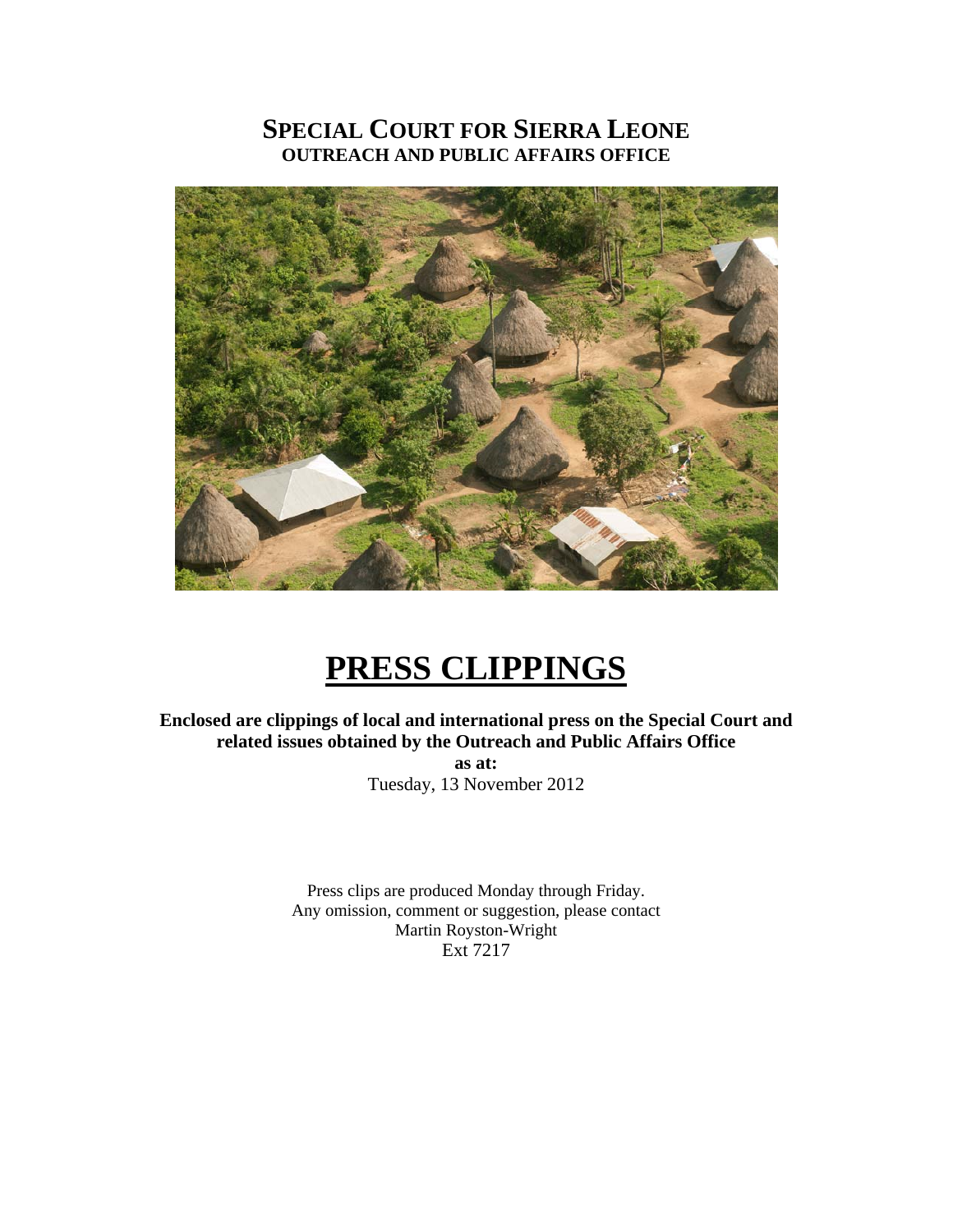# SPECIAL COURT FOR SIERRA LEONE

## OUTREACH AND PUBLIC AFFAIRS OFFICE

# PRESS CLIPPINGS

**Enclosed are clippings of local and international press on the Special Court and related issues obtained by the Outreach and Public Affairs Office**

**as at:**

Tuesday, 13 November 2012

Press clips are produced Monday through Friday.
Any omission, comment or suggestion, please contact
Martin Royston-Wright
Ext 7217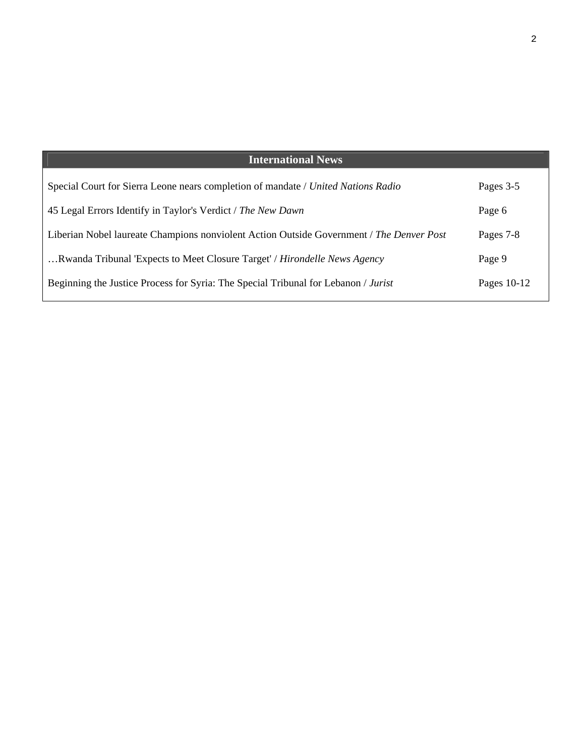| International News | |
|---|---|
| Special Court for Sierra Leone nears completion of mandate / *United Nations Radio* | Pages 3-5 |
| 45 Legal Errors Identify in Taylor's Verdict / *The New Dawn* | Page 6 |
| Liberian Nobel laureate Champions nonviolent Action Outside Government / *The Denver Post* | Pages 7-8 |
| …Rwanda Tribunal 'Expects to Meet Closure Target' / *Hirondelle News Agency* | Page 9 |
| Beginning the Justice Process for Syria: The Special Tribunal for Lebanon / *Jurist* | Pages 10-12 |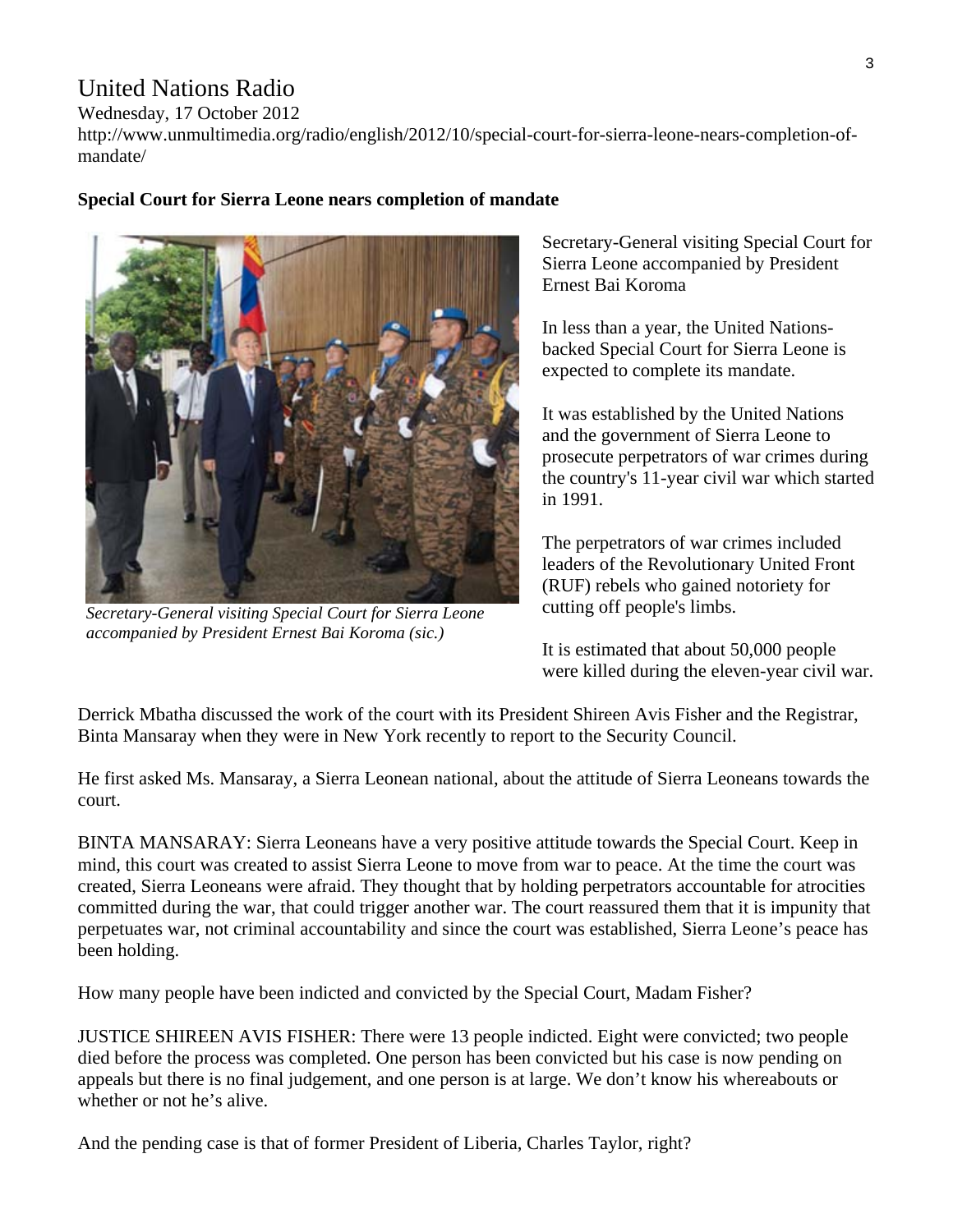# United Nations Radio

Wednesday, 17 October 2012

http://www.unmultimedia.org/radio/english/2012/10/special-court-for-sierra-leone-nears-completion-of-mandate/

**Special Court for Sierra Leone nears completion of mandate**

*Secretary-General visiting Special Court for Sierra Leone accompanied by President Ernest Bai Koroma (sic.)*

Secretary-General visiting Special Court for Sierra Leone accompanied by President Ernest Bai Koroma

In less than a year, the United Nations-backed Special Court for Sierra Leone is expected to complete its mandate.

It was established by the United Nations and the government of Sierra Leone to prosecute perpetrators of war crimes during the country's 11-year civil war which started in 1991.

The perpetrators of war crimes included leaders of the Revolutionary United Front (RUF) rebels who gained notoriety for cutting off people's limbs.

It is estimated that about 50,000 people were killed during the eleven-year civil war.

Derrick Mbatha discussed the work of the court with its President Shireen Avis Fisher and the Registrar, Binta Mansaray when they were in New York recently to report to the Security Council.

He first asked Ms. Mansaray, a Sierra Leonean national, about the attitude of Sierra Leoneans towards the court.

BINTA MANSARAY: Sierra Leoneans have a very positive attitude towards the Special Court. Keep in mind, this court was created to assist Sierra Leone to move from war to peace. At the time the court was created, Sierra Leoneans were afraid. They thought that by holding perpetrators accountable for atrocities committed during the war, that could trigger another war. The court reassured them that it is impunity that perpetuates war, not criminal accountability and since the court was established, Sierra Leone's peace has been holding.

How many people have been indicted and convicted by the Special Court, Madam Fisher?

JUSTICE SHIREEN AVIS FISHER: There were 13 people indicted. Eight were convicted; two people died before the process was completed. One person has been convicted but his case is now pending on appeals but there is no final judgement, and one person is at large. We don't know his whereabouts or whether or not he's alive.

And the pending case is that of former President of Liberia, Charles Taylor, right?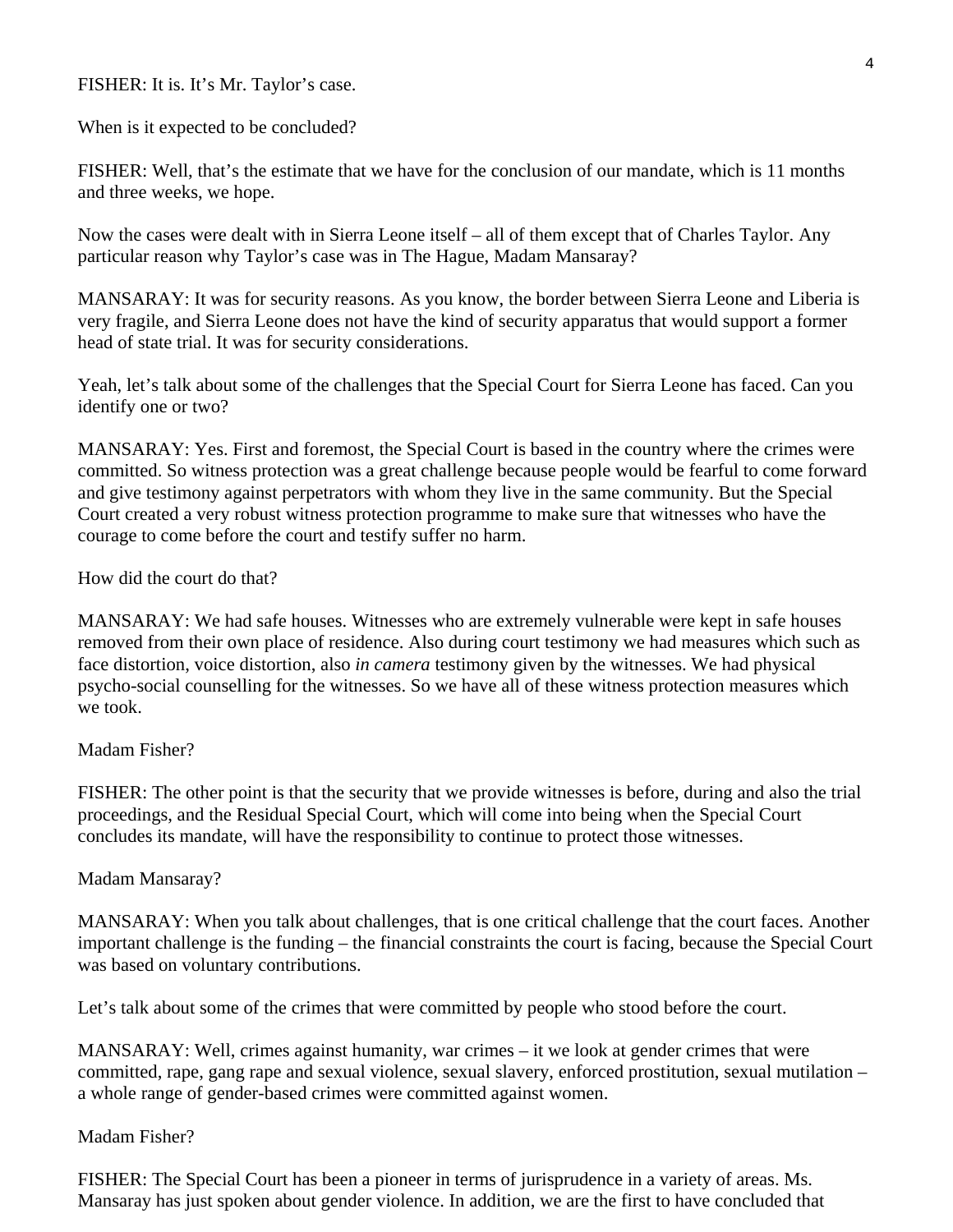FISHER: It is. It's Mr. Taylor's case.

When is it expected to be concluded?

FISHER: Well, that's the estimate that we have for the conclusion of our mandate, which is 11 months and three weeks, we hope.

Now the cases were dealt with in Sierra Leone itself – all of them except that of Charles Taylor. Any particular reason why Taylor's case was in The Hague, Madam Mansaray?

MANSARAY: It was for security reasons. As you know, the border between Sierra Leone and Liberia is very fragile, and Sierra Leone does not have the kind of security apparatus that would support a former head of state trial. It was for security considerations.

Yeah, let's talk about some of the challenges that the Special Court for Sierra Leone has faced. Can you identify one or two?

MANSARAY: Yes. First and foremost, the Special Court is based in the country where the crimes were committed. So witness protection was a great challenge because people would be fearful to come forward and give testimony against perpetrators with whom they live in the same community. But the Special Court created a very robust witness protection programme to make sure that witnesses who have the courage to come before the court and testify suffer no harm.

How did the court do that?

MANSARAY: We had safe houses. Witnesses who are extremely vulnerable were kept in safe houses removed from their own place of residence. Also during court testimony we had measures which such as face distortion, voice distortion, also *in camera* testimony given by the witnesses. We had physical psycho-social counselling for the witnesses. So we have all of these witness protection measures which we took.

Madam Fisher?

FISHER: The other point is that the security that we provide witnesses is before, during and also the trial proceedings, and the Residual Special Court, which will come into being when the Special Court concludes its mandate, will have the responsibility to continue to protect those witnesses.

Madam Mansaray?

MANSARAY: When you talk about challenges, that is one critical challenge that the court faces. Another important challenge is the funding – the financial constraints the court is facing, because the Special Court was based on voluntary contributions.

Let's talk about some of the crimes that were committed by people who stood before the court.

MANSARAY: Well, crimes against humanity, war crimes – it we look at gender crimes that were committed, rape, gang rape and sexual violence, sexual slavery, enforced prostitution, sexual mutilation – a whole range of gender-based crimes were committed against women.

Madam Fisher?

FISHER: The Special Court has been a pioneer in terms of jurisprudence in a variety of areas. Ms. Mansaray has just spoken about gender violence. In addition, we are the first to have concluded that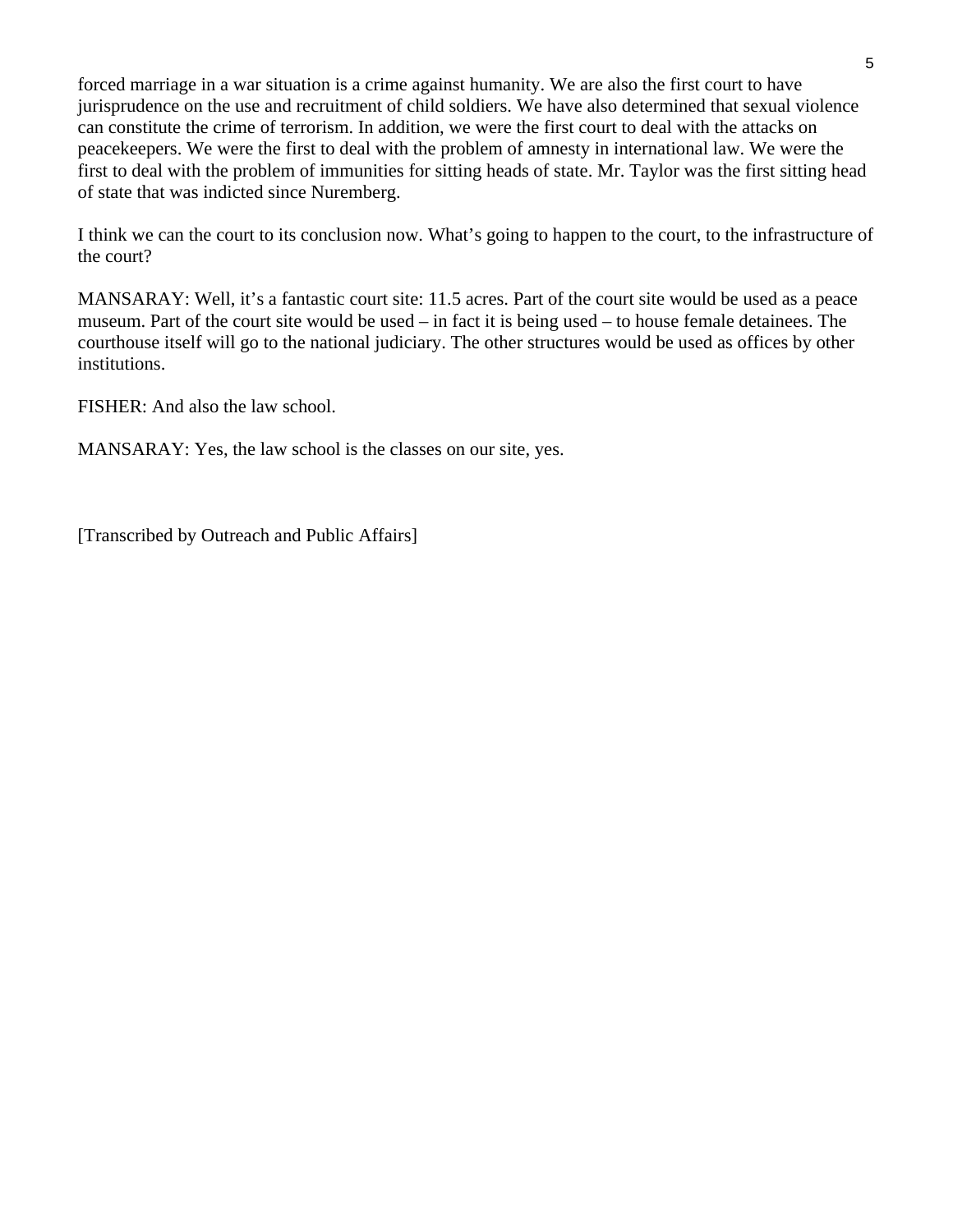forced marriage in a war situation is a crime against humanity. We are also the first court to have jurisprudence on the use and recruitment of child soldiers. We have also determined that sexual violence can constitute the crime of terrorism. In addition, we were the first court to deal with the attacks on peacekeepers. We were the first to deal with the problem of amnesty in international law. We were the first to deal with the problem of immunities for sitting heads of state. Mr. Taylor was the first sitting head of state that was indicted since Nuremberg.

I think we can the court to its conclusion now. What's going to happen to the court, to the infrastructure of the court?

MANSARAY: Well, it's a fantastic court site: 11.5 acres. Part of the court site would be used as a peace museum. Part of the court site would be used – in fact it is being used – to house female detainees. The courthouse itself will go to the national judiciary. The other structures would be used as offices by other institutions.

FISHER: And also the law school.

MANSARAY: Yes, the law school is the classes on our site, yes.

[Transcribed by Outreach and Public Affairs]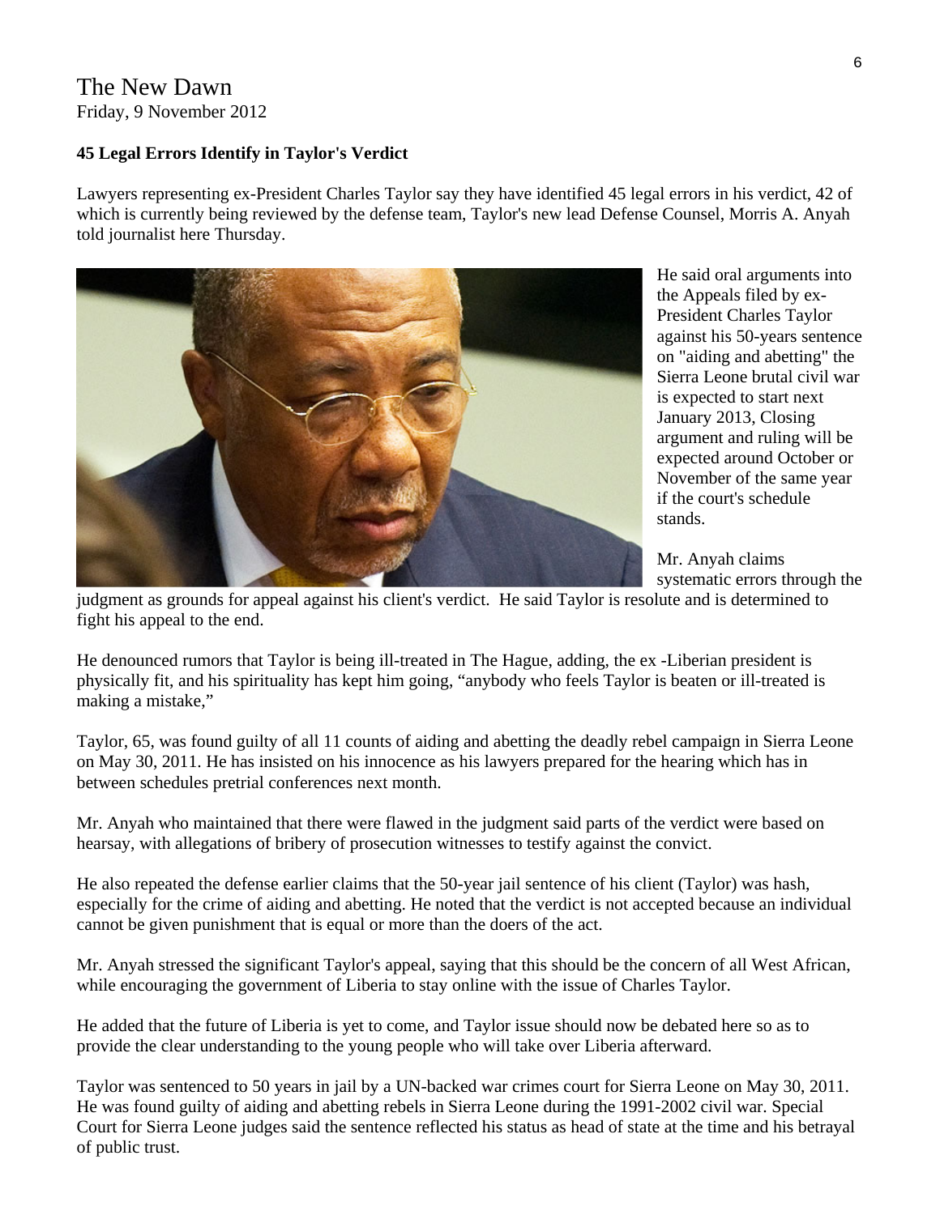The New Dawn
Friday, 9 November 2012

**45 Legal Errors Identify in Taylor's Verdict**

Lawyers representing ex-President Charles Taylor say they have identified 45 legal errors in his verdict, 42 of which is currently being reviewed by the defense team, Taylor's new lead Defense Counsel, Morris A. Anyah told journalist here Thursday.

He said oral arguments into the Appeals filed by ex-President Charles Taylor against his 50-years sentence on "aiding and abetting" the Sierra Leone brutal civil war is expected to start next January 2013, Closing argument and ruling will be expected around October or November of the same year if the court's schedule stands.

Mr. Anyah claims systematic errors through the judgment as grounds for appeal against his client's verdict. He said Taylor is resolute and is determined to fight his appeal to the end.

He denounced rumors that Taylor is being ill-treated in The Hague, adding, the ex -Liberian president is physically fit, and his spirituality has kept him going, “anybody who feels Taylor is beaten or ill-treated is making a mistake,”

Taylor, 65, was found guilty of all 11 counts of aiding and abetting the deadly rebel campaign in Sierra Leone on May 30, 2011. He has insisted on his innocence as his lawyers prepared for the hearing which has in between schedules pretrial conferences next month.

Mr. Anyah who maintained that there were flawed in the judgment said parts of the verdict were based on hearsay, with allegations of bribery of prosecution witnesses to testify against the convict.

He also repeated the defense earlier claims that the 50-year jail sentence of his client (Taylor) was hash, especially for the crime of aiding and abetting. He noted that the verdict is not accepted because an individual cannot be given punishment that is equal or more than the doers of the act.

Mr. Anyah stressed the significant Taylor's appeal, saying that this should be the concern of all West African, while encouraging the government of Liberia to stay online with the issue of Charles Taylor.

He added that the future of Liberia is yet to come, and Taylor issue should now be debated here so as to provide the clear understanding to the young people who will take over Liberia afterward.

Taylor was sentenced to 50 years in jail by a UN-backed war crimes court for Sierra Leone on May 30, 2011. He was found guilty of aiding and abetting rebels in Sierra Leone during the 1991-2002 civil war. Special Court for Sierra Leone judges said the sentence reflected his status as head of state at the time and his betrayal of public trust.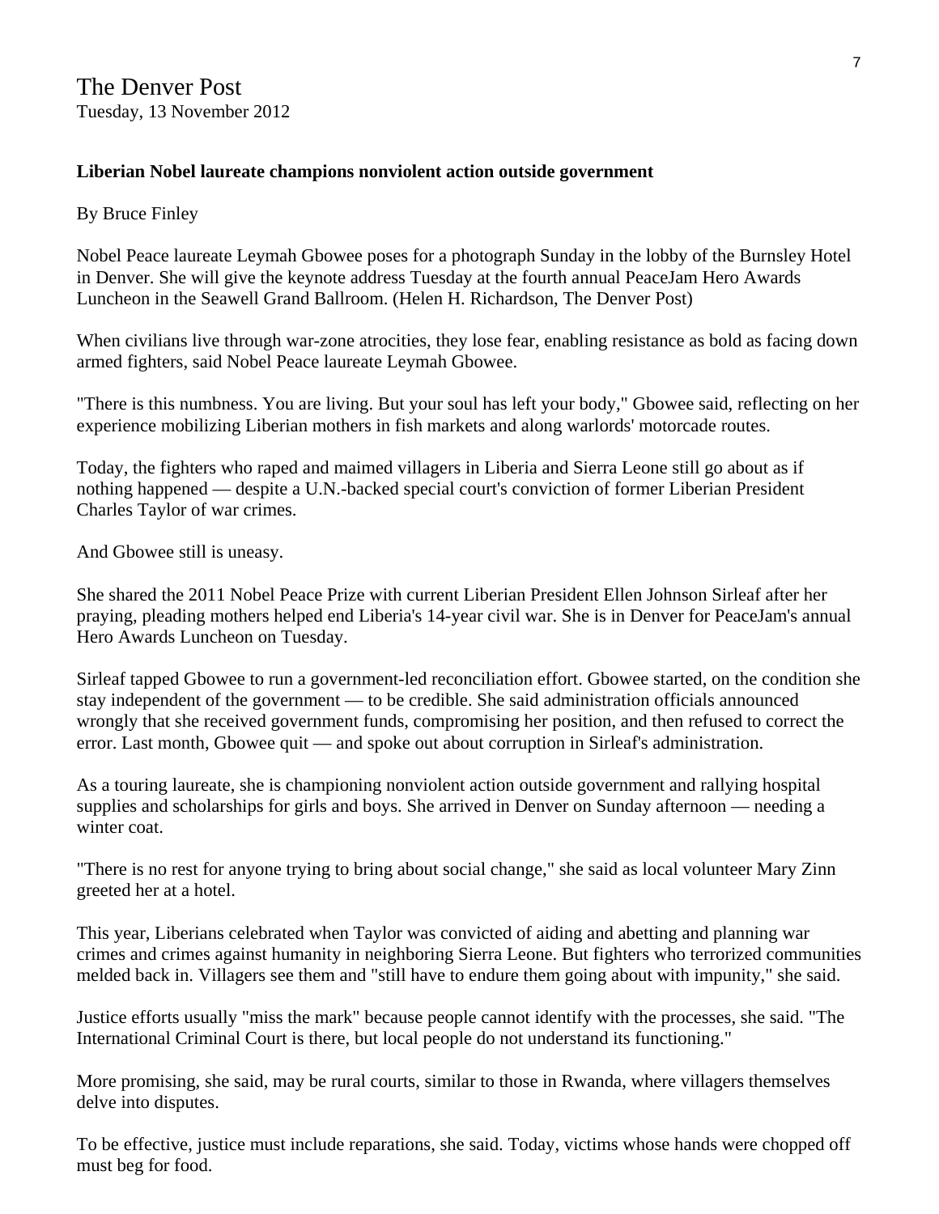The Denver Post
Tuesday, 13 November 2012

**Liberian Nobel laureate champions nonviolent action outside government**

By Bruce Finley

Nobel Peace laureate Leymah Gbowee poses for a photograph Sunday in the lobby of the Burnsley Hotel in Denver. She will give the keynote address Tuesday at the fourth annual PeaceJam Hero Awards Luncheon in the Seawell Grand Ballroom. (Helen H. Richardson, The Denver Post)

When civilians live through war-zone atrocities, they lose fear, enabling resistance as bold as facing down armed fighters, said Nobel Peace laureate Leymah Gbowee.

"There is this numbness. You are living. But your soul has left your body," Gbowee said, reflecting on her experience mobilizing Liberian mothers in fish markets and along warlords' motorcade routes.

Today, the fighters who raped and maimed villagers in Liberia and Sierra Leone still go about as if nothing happened — despite a U.N.-backed special court's conviction of former Liberian President Charles Taylor of war crimes.

And Gbowee still is uneasy.

She shared the 2011 Nobel Peace Prize with current Liberian President Ellen Johnson Sirleaf after her praying, pleading mothers helped end Liberia's 14-year civil war. She is in Denver for PeaceJam's annual Hero Awards Luncheon on Tuesday.

Sirleaf tapped Gbowee to run a government-led reconciliation effort. Gbowee started, on the condition she stay independent of the government — to be credible. She said administration officials announced wrongly that she received government funds, compromising her position, and then refused to correct the error. Last month, Gbowee quit — and spoke out about corruption in Sirleaf's administration.

As a touring laureate, she is championing nonviolent action outside government and rallying hospital supplies and scholarships for girls and boys. She arrived in Denver on Sunday afternoon — needing a winter coat.

"There is no rest for anyone trying to bring about social change," she said as local volunteer Mary Zinn greeted her at a hotel.

This year, Liberians celebrated when Taylor was convicted of aiding and abetting and planning war crimes and crimes against humanity in neighboring Sierra Leone. But fighters who terrorized communities melded back in. Villagers see them and "still have to endure them going about with impunity," she said.

Justice efforts usually "miss the mark" because people cannot identify with the processes, she said. "The International Criminal Court is there, but local people do not understand its functioning."

More promising, she said, may be rural courts, similar to those in Rwanda, where villagers themselves delve into disputes.

To be effective, justice must include reparations, she said. Today, victims whose hands were chopped off must beg for food.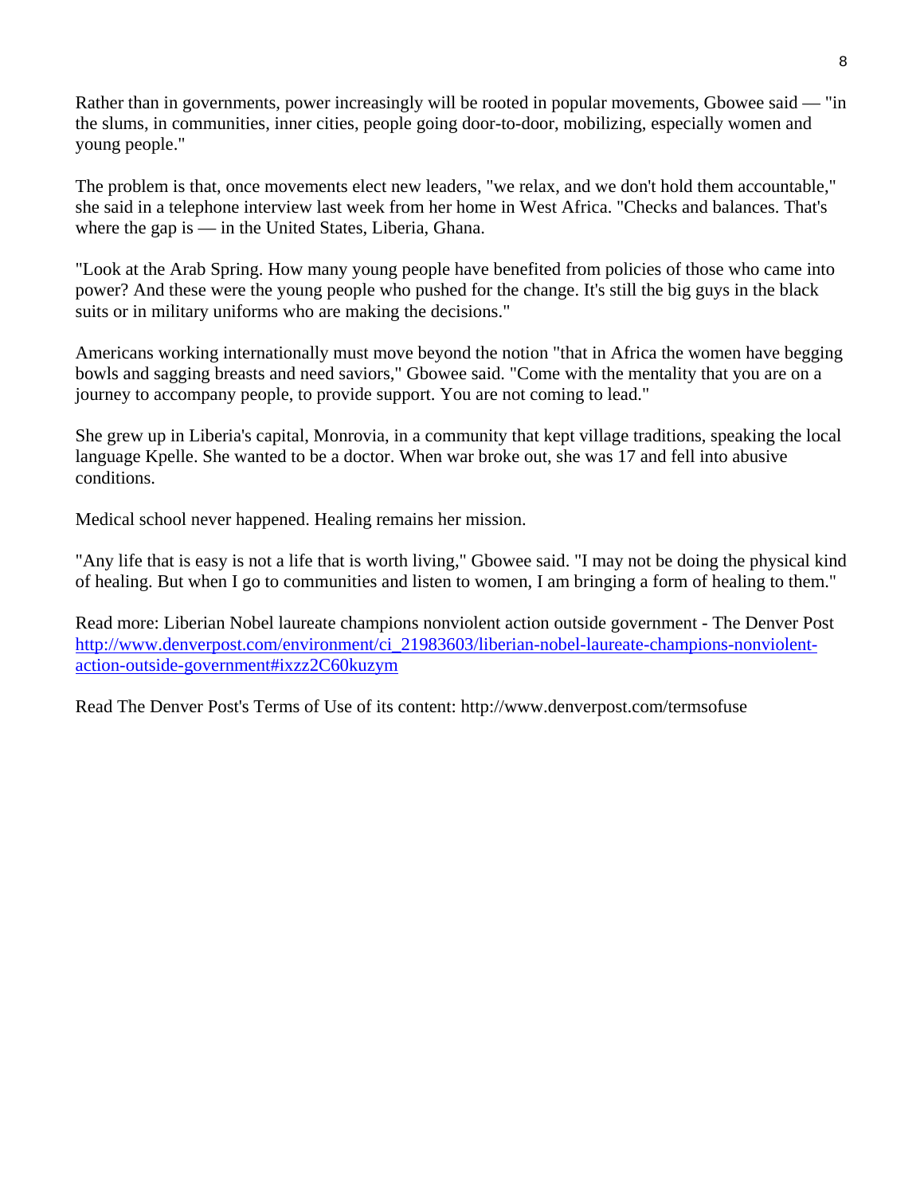Rather than in governments, power increasingly will be rooted in popular movements, Gbowee said — "in the slums, in communities, inner cities, people going door-to-door, mobilizing, especially women and young people."

The problem is that, once movements elect new leaders, "we relax, and we don't hold them accountable," she said in a telephone interview last week from her home in West Africa. "Checks and balances. That's where the gap is — in the United States, Liberia, Ghana.

"Look at the Arab Spring. How many young people have benefited from policies of those who came into power? And these were the young people who pushed for the change. It's still the big guys in the black suits or in military uniforms who are making the decisions."

Americans working internationally must move beyond the notion "that in Africa the women have begging bowls and sagging breasts and need saviors," Gbowee said. "Come with the mentality that you are on a journey to accompany people, to provide support. You are not coming to lead."

She grew up in Liberia's capital, Monrovia, in a community that kept village traditions, speaking the local language Kpelle. She wanted to be a doctor. When war broke out, she was 17 and fell into abusive conditions.

Medical school never happened. Healing remains her mission.

"Any life that is easy is not a life that is worth living," Gbowee said. "I may not be doing the physical kind of healing. But when I go to communities and listen to women, I am bringing a form of healing to them."

Read more: Liberian Nobel laureate champions nonviolent action outside government - The Denver Post
[http://www.denverpost.com/environment/ci_21983603/liberian-nobel-laureate-champions-nonviolent-action-outside-government#ixzz2C60kuzym](http://www.denverpost.com/environment/ci_21983603/liberian-nobel-laureate-champions-nonviolent-action-outside-government#ixzz2C60kuzym)

Read The Denver Post's Terms of Use of its content: http://www.denverpost.com/termsofuse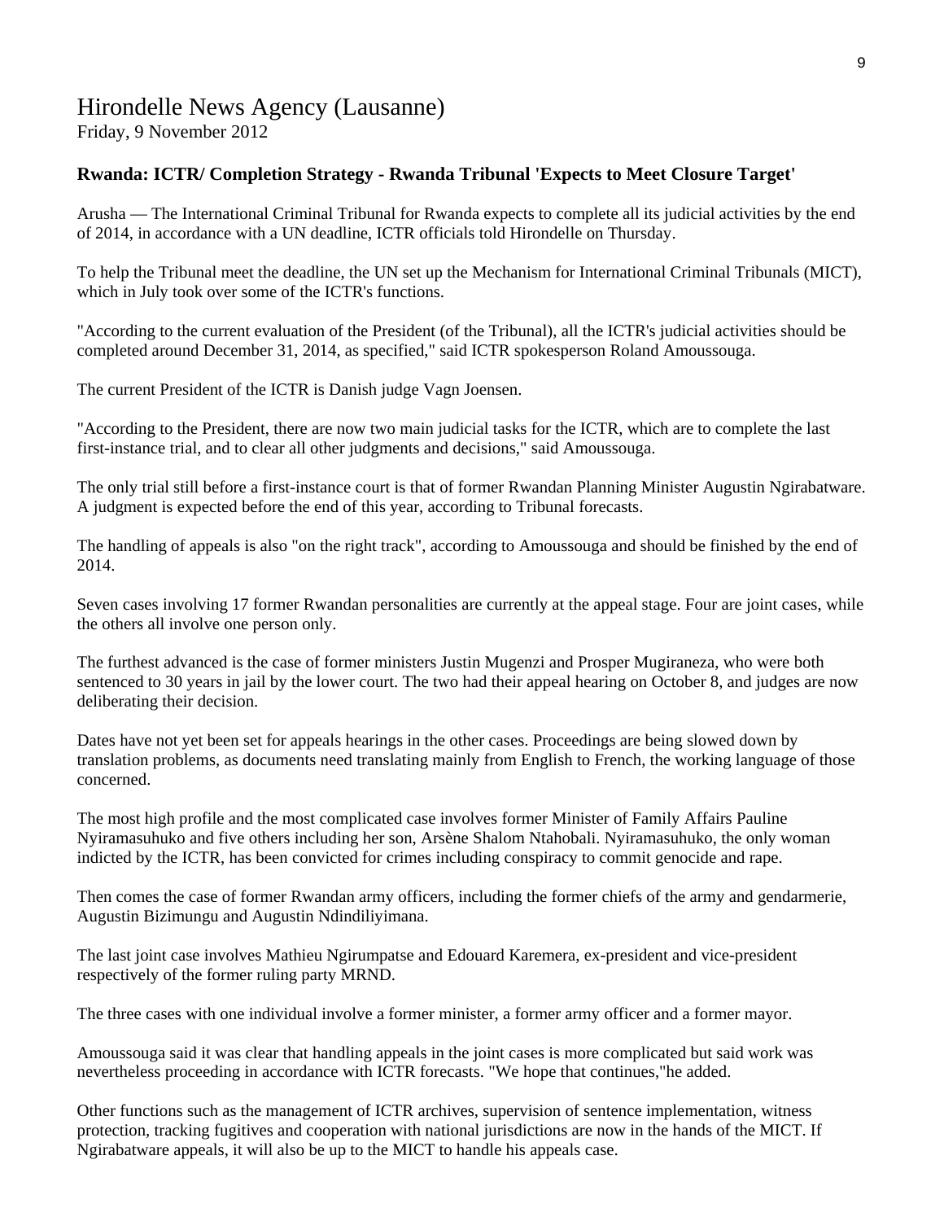# Hirondelle News Agency (Lausanne)

Friday, 9 November 2012

### Rwanda: ICTR/ Completion Strategy - Rwanda Tribunal 'Expects to Meet Closure Target'

Arusha — The International Criminal Tribunal for Rwanda expects to complete all its judicial activities by the end of 2014, in accordance with a UN deadline, ICTR officials told Hirondelle on Thursday.

To help the Tribunal meet the deadline, the UN set up the Mechanism for International Criminal Tribunals (MICT), which in July took over some of the ICTR's functions.

"According to the current evaluation of the President (of the Tribunal), all the ICTR's judicial activities should be completed around December 31, 2014, as specified," said ICTR spokesperson Roland Amoussouga.

The current President of the ICTR is Danish judge Vagn Joensen.

"According to the President, there are now two main judicial tasks for the ICTR, which are to complete the last first-instance trial, and to clear all other judgments and decisions," said Amoussouga.

The only trial still before a first-instance court is that of former Rwandan Planning Minister Augustin Ngirabatware. A judgment is expected before the end of this year, according to Tribunal forecasts.

The handling of appeals is also "on the right track", according to Amoussouga and should be finished by the end of 2014.

Seven cases involving 17 former Rwandan personalities are currently at the appeal stage. Four are joint cases, while the others all involve one person only.

The furthest advanced is the case of former ministers Justin Mugenzi and Prosper Mugiraneza, who were both sentenced to 30 years in jail by the lower court. The two had their appeal hearing on October 8, and judges are now deliberating their decision.

Dates have not yet been set for appeals hearings in the other cases. Proceedings are being slowed down by translation problems, as documents need translating mainly from English to French, the working language of those concerned.

The most high profile and the most complicated case involves former Minister of Family Affairs Pauline Nyiramasuhuko and five others including her son, Arsène Shalom Ntahobali. Nyiramasuhuko, the only woman indicted by the ICTR, has been convicted for crimes including conspiracy to commit genocide and rape.

Then comes the case of former Rwandan army officers, including the former chiefs of the army and gendarmerie, Augustin Bizimungu and Augustin Ndindiliyimana.

The last joint case involves Mathieu Ngirumpatse and Edouard Karemera, ex-president and vice-president respectively of the former ruling party MRND.

The three cases with one individual involve a former minister, a former army officer and a former mayor.

Amoussouga said it was clear that handling appeals in the joint cases is more complicated but said work was nevertheless proceeding in accordance with ICTR forecasts. "We hope that continues,"he added.

Other functions such as the management of ICTR archives, supervision of sentence implementation, witness protection, tracking fugitives and cooperation with national jurisdictions are now in the hands of the MICT. If Ngirabatware appeals, it will also be up to the MICT to handle his appeals case.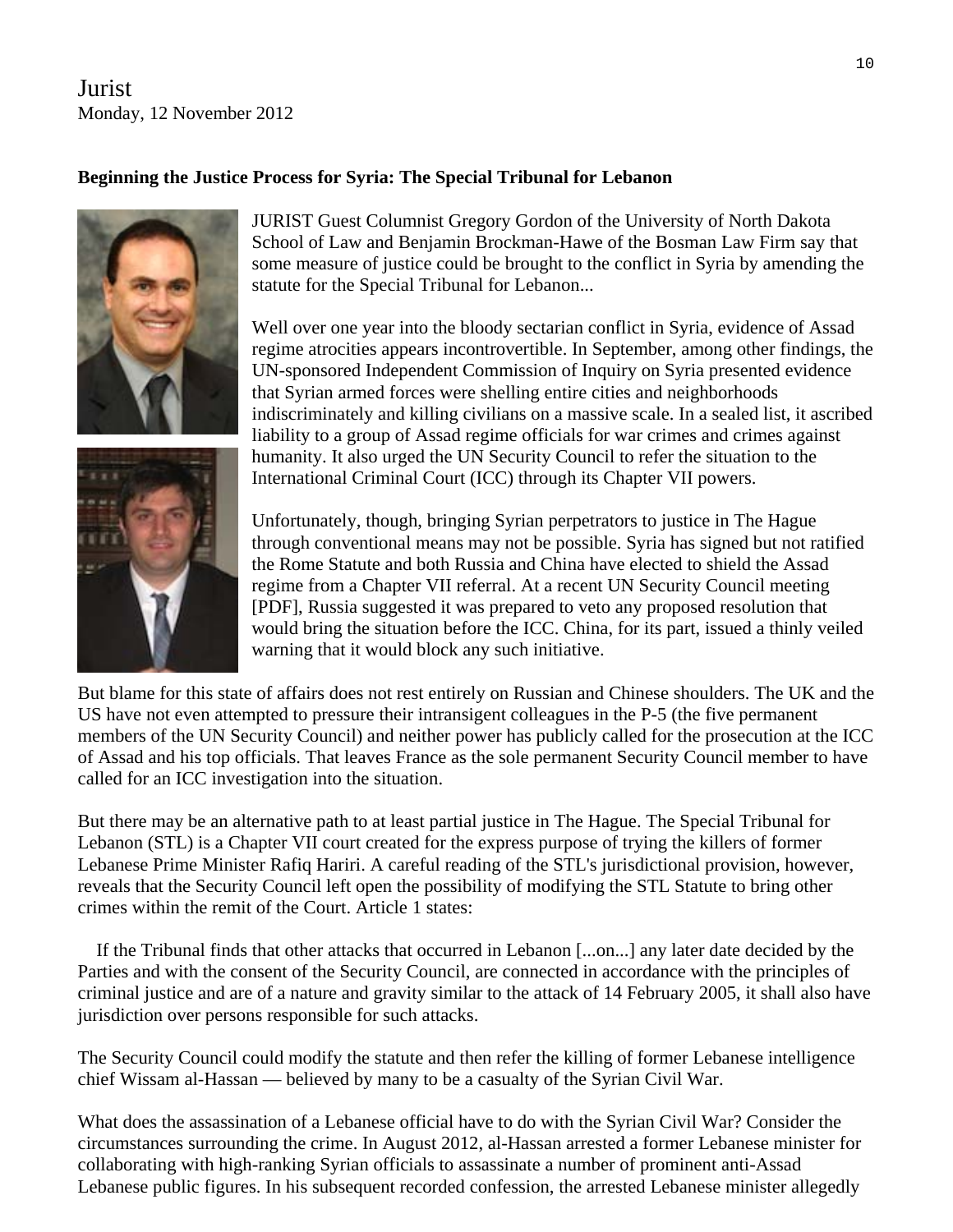Jurist
Monday, 12 November 2012

**Beginning the Justice Process for Syria: The Special Tribunal for Lebanon**

JURIST Guest Columnist Gregory Gordon of the University of North Dakota School of Law and Benjamin Brockman-Hawe of the Bosman Law Firm say that some measure of justice could be brought to the conflict in Syria by amending the statute for the Special Tribunal for Lebanon...

Well over one year into the bloody sectarian conflict in Syria, evidence of Assad regime atrocities appears incontrovertible. In September, among other findings, the UN-sponsored Independent Commission of Inquiry on Syria presented evidence that Syrian armed forces were shelling entire cities and neighborhoods indiscriminately and killing civilians on a massive scale. In a sealed list, it ascribed liability to a group of Assad regime officials for war crimes and crimes against humanity. It also urged the UN Security Council to refer the situation to the International Criminal Court (ICC) through its Chapter VII powers.

Unfortunately, though, bringing Syrian perpetrators to justice in The Hague through conventional means may not be possible. Syria has signed but not ratified the Rome Statute and both Russia and China have elected to shield the Assad regime from a Chapter VII referral. At a recent UN Security Council meeting [PDF], Russia suggested it was prepared to veto any proposed resolution that would bring the situation before the ICC. China, for its part, issued a thinly veiled warning that it would block any such initiative.

But blame for this state of affairs does not rest entirely on Russian and Chinese shoulders. The UK and the US have not even attempted to pressure their intransigent colleagues in the P-5 (the five permanent members of the UN Security Council) and neither power has publicly called for the prosecution at the ICC of Assad and his top officials. That leaves France as the sole permanent Security Council member to have called for an ICC investigation into the situation.

But there may be an alternative path to at least partial justice in The Hague. The Special Tribunal for Lebanon (STL) is a Chapter VII court created for the express purpose of trying the killers of former Lebanese Prime Minister Rafiq Hariri. A careful reading of the STL's jurisdictional provision, however, reveals that the Security Council left open the possibility of modifying the STL Statute to bring other crimes within the remit of the Court. Article 1 states:

> If the Tribunal finds that other attacks that occurred in Lebanon [...on...] any later date decided by the Parties and with the consent of the Security Council, are connected in accordance with the principles of criminal justice and are of a nature and gravity similar to the attack of 14 February 2005, it shall also have jurisdiction over persons responsible for such attacks.

The Security Council could modify the statute and then refer the killing of former Lebanese intelligence chief Wissam al-Hassan — believed by many to be a casualty of the Syrian Civil War.

What does the assassination of a Lebanese official have to do with the Syrian Civil War? Consider the circumstances surrounding the crime. In August 2012, al-Hassan arrested a former Lebanese minister for collaborating with high-ranking Syrian officials to assassinate a number of prominent anti-Assad Lebanese public figures. In his subsequent recorded confession, the arrested Lebanese minister allegedly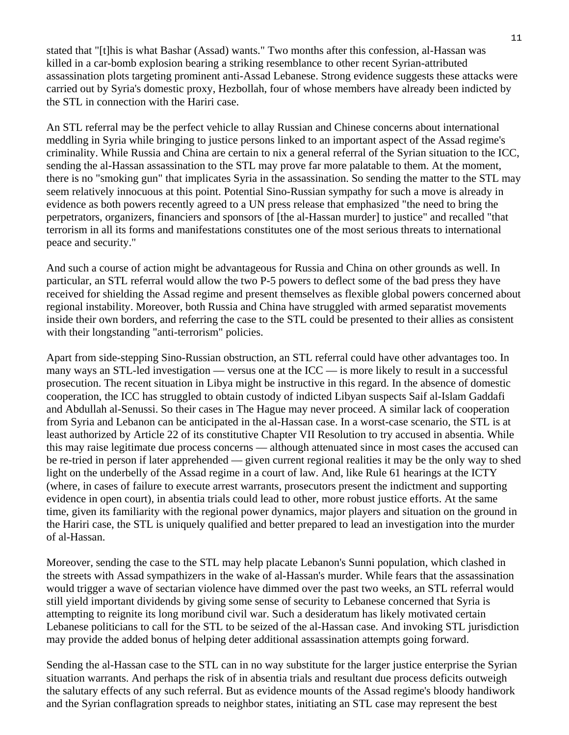stated that "[t]his is what Bashar (Assad) wants." Two months after this confession, al-Hassan was killed in a car-bomb explosion bearing a striking resemblance to other recent Syrian-attributed assassination plots targeting prominent anti-Assad Lebanese. Strong evidence suggests these attacks were carried out by Syria's domestic proxy, Hezbollah, four of whose members have already been indicted by the STL in connection with the Hariri case.

An STL referral may be the perfect vehicle to allay Russian and Chinese concerns about international meddling in Syria while bringing to justice persons linked to an important aspect of the Assad regime's criminality. While Russia and China are certain to nix a general referral of the Syrian situation to the ICC, sending the al-Hassan assassination to the STL may prove far more palatable to them. At the moment, there is no "smoking gun" that implicates Syria in the assassination. So sending the matter to the STL may seem relatively innocuous at this point. Potential Sino-Russian sympathy for such a move is already in evidence as both powers recently agreed to a UN press release that emphasized "the need to bring the perpetrators, organizers, financiers and sponsors of [the al-Hassan murder] to justice" and recalled "that terrorism in all its forms and manifestations constitutes one of the most serious threats to international peace and security."

And such a course of action might be advantageous for Russia and China on other grounds as well. In particular, an STL referral would allow the two P-5 powers to deflect some of the bad press they have received for shielding the Assad regime and present themselves as flexible global powers concerned about regional instability. Moreover, both Russia and China have struggled with armed separatist movements inside their own borders, and referring the case to the STL could be presented to their allies as consistent with their longstanding "anti-terrorism" policies.

Apart from side-stepping Sino-Russian obstruction, an STL referral could have other advantages too. In many ways an STL-led investigation — versus one at the ICC — is more likely to result in a successful prosecution. The recent situation in Libya might be instructive in this regard. In the absence of domestic cooperation, the ICC has struggled to obtain custody of indicted Libyan suspects Saif al-Islam Gaddafi and Abdullah al-Senussi. So their cases in The Hague may never proceed. A similar lack of cooperation from Syria and Lebanon can be anticipated in the al-Hassan case. In a worst-case scenario, the STL is at least authorized by Article 22 of its constitutive Chapter VII Resolution to try accused in absentia. While this may raise legitimate due process concerns — although attenuated since in most cases the accused can be re-tried in person if later apprehended — given current regional realities it may be the only way to shed light on the underbelly of the Assad regime in a court of law. And, like Rule 61 hearings at the ICTY (where, in cases of failure to execute arrest warrants, prosecutors present the indictment and supporting evidence in open court), in absentia trials could lead to other, more robust justice efforts. At the same time, given its familiarity with the regional power dynamics, major players and situation on the ground in the Hariri case, the STL is uniquely qualified and better prepared to lead an investigation into the murder of al-Hassan.

Moreover, sending the case to the STL may help placate Lebanon's Sunni population, which clashed in the streets with Assad sympathizers in the wake of al-Hassan's murder. While fears that the assassination would trigger a wave of sectarian violence have dimmed over the past two weeks, an STL referral would still yield important dividends by giving some sense of security to Lebanese concerned that Syria is attempting to reignite its long moribund civil war. Such a desideratum has likely motivated certain Lebanese politicians to call for the STL to be seized of the al-Hassan case. And invoking STL jurisdiction may provide the added bonus of helping deter additional assassination attempts going forward.

Sending the al-Hassan case to the STL can in no way substitute for the larger justice enterprise the Syrian situation warrants. And perhaps the risk of in absentia trials and resultant due process deficits outweigh the salutary effects of any such referral. But as evidence mounts of the Assad regime's bloody handiwork and the Syrian conflagration spreads to neighbor states, initiating an STL case may represent the best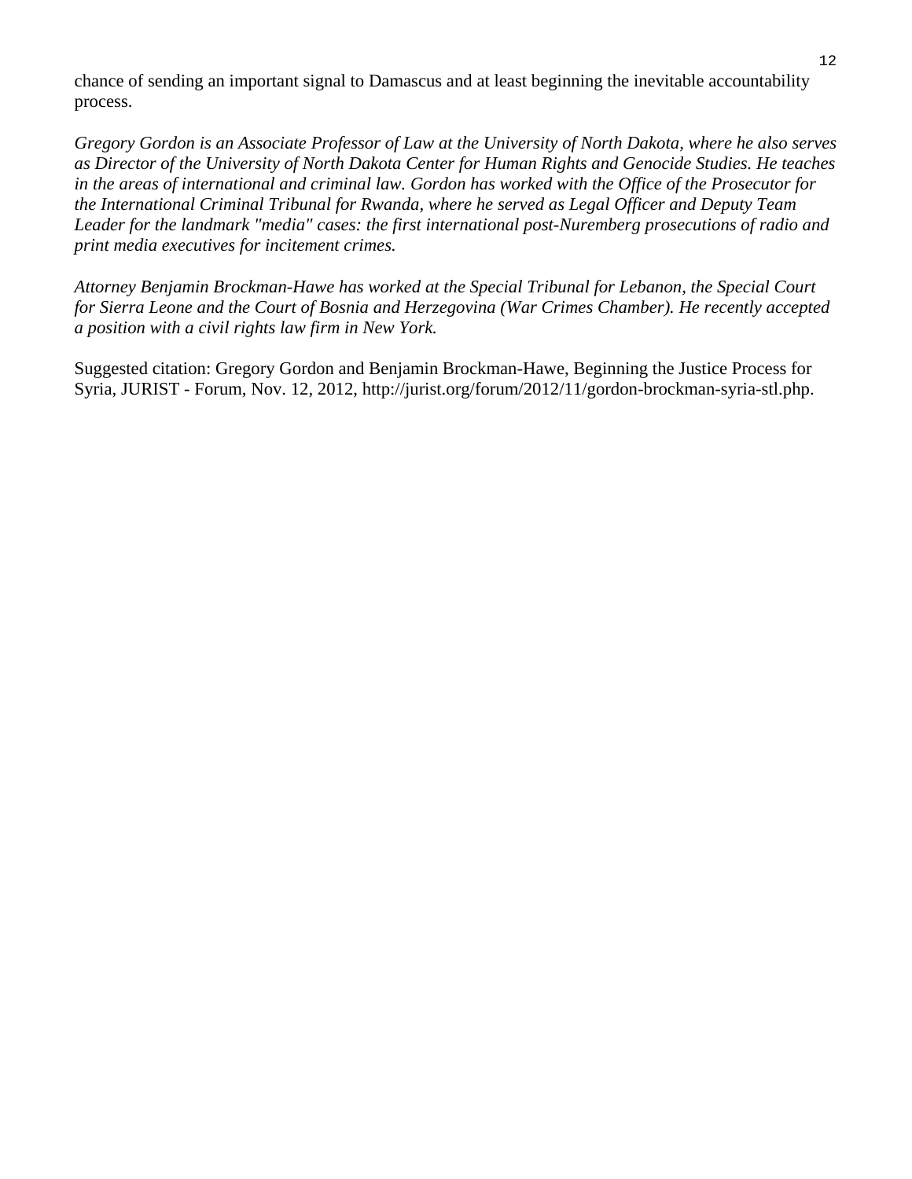chance of sending an important signal to Damascus and at least beginning the inevitable accountability process.

*Gregory Gordon is an Associate Professor of Law at the University of North Dakota, where he also serves as Director of the University of North Dakota Center for Human Rights and Genocide Studies. He teaches in the areas of international and criminal law. Gordon has worked with the Office of the Prosecutor for the International Criminal Tribunal for Rwanda, where he served as Legal Officer and Deputy Team Leader for the landmark "media" cases: the first international post-Nuremberg prosecutions of radio and print media executives for incitement crimes.*

*Attorney Benjamin Brockman-Hawe has worked at the Special Tribunal for Lebanon, the Special Court for Sierra Leone and the Court of Bosnia and Herzegovina (War Crimes Chamber). He recently accepted a position with a civil rights law firm in New York.*

Suggested citation: Gregory Gordon and Benjamin Brockman-Hawe, Beginning the Justice Process for Syria, JURIST - Forum, Nov. 12, 2012, http://jurist.org/forum/2012/11/gordon-brockman-syria-stl.php.